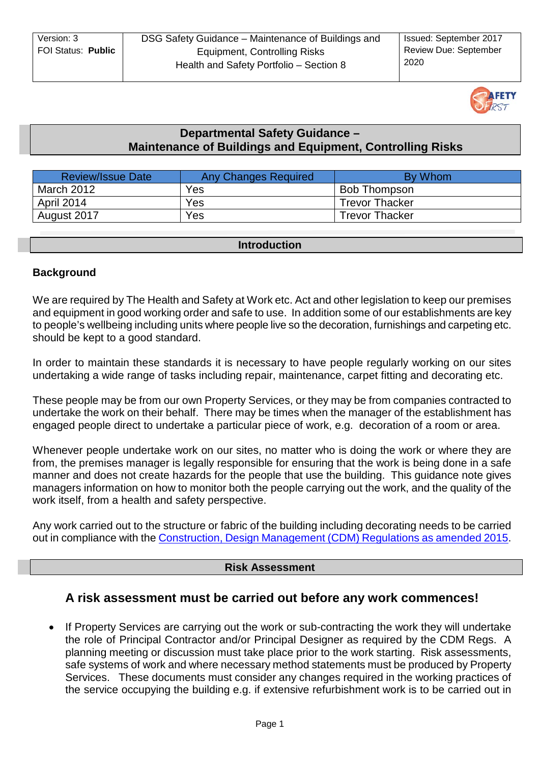| Version: 3<br>FOI Status: **Public** | DSG Safety Guidance – Maintenance of Buildings and Equipment, Controlling Risks<br>Health and Safety Portfolio – Section 8 | Issued: September 2017<br>Review Due: September 2020 |
|---|---|---|

# Departmental Safety Guidance – Maintenance of Buildings and Equipment, Controlling Risks

| Review/Issue Date | Any Changes Required | By Whom |
|---|---|---|
| March 2012 | Yes | Bob Thompson |
| April 2014 | Yes | Trevor Thacker |
| August 2017 | Yes | Trevor Thacker |

## Introduction

### Background

We are required by The Health and Safety at Work etc. Act and other legislation to keep our premises and equipment in good working order and safe to use. In addition some of our establishments are key to people's wellbeing including units where people live so the decoration, furnishings and carpeting etc. should be kept to a good standard.

In order to maintain these standards it is necessary to have people regularly working on our sites undertaking a wide range of tasks including repair, maintenance, carpet fitting and decorating etc.

These people may be from our own Property Services, or they may be from companies contracted to undertake the work on their behalf. There may be times when the manager of the establishment has engaged people direct to undertake a particular piece of work, e.g. decoration of a room or area.

Whenever people undertake work on our sites, no matter who is doing the work or where they are from, the premises manager is legally responsible for ensuring that the work is being done in a safe manner and does not create hazards for the people that use the building. This guidance note gives managers information on how to monitor both the people carrying out the work, and the quality of the work itself, from a health and safety perspective.

Any work carried out to the structure or fabric of the building including decorating needs to be carried out in compliance with the Construction, Design Management (CDM) Regulations as amended 2015.

## Risk Assessment

### A risk assessment must be carried out before any work commences!

- If Property Services are carrying out the work or sub-contracting the work they will undertake the role of Principal Contractor and/or Principal Designer as required by the CDM Regs. A planning meeting or discussion must take place prior to the work starting. Risk assessments, safe systems of work and where necessary method statements must be produced by Property Services. These documents must consider any changes required in the working practices of the service occupying the building e.g. if extensive refurbishment work is to be carried out in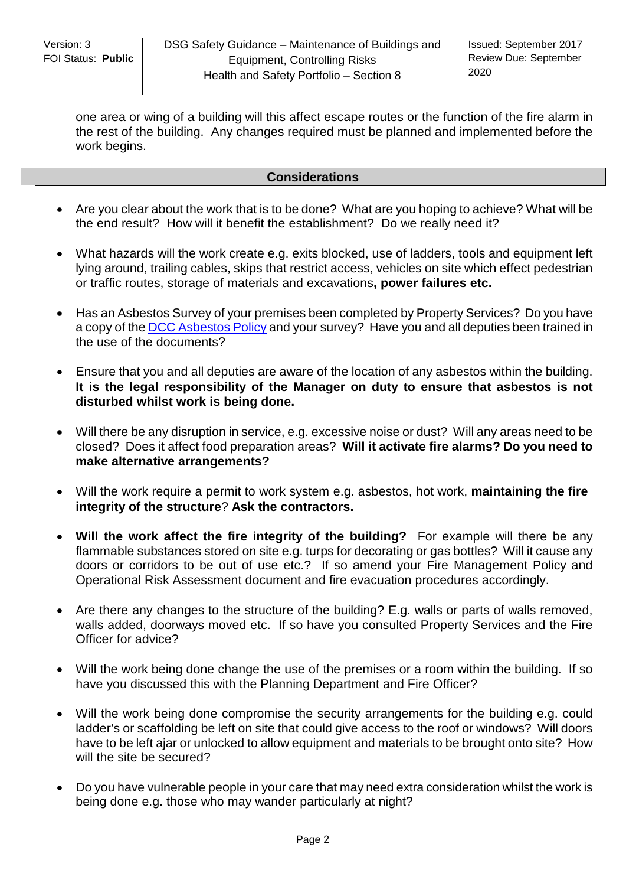one area or wing of a building will this affect escape routes or the function of the fire alarm in the rest of the building. Any changes required must be planned and implemented before the work begins.

## Considerations

- Are you clear about the work that is to be done? What are you hoping to achieve? What will be the end result? How will it benefit the establishment? Do we really need it?
- What hazards will the work create e.g. exits blocked, use of ladders, tools and equipment left lying around, trailing cables, skips that restrict access, vehicles on site which effect pedestrian or traffic routes, storage of materials and excavations**, power failures etc.**
- Has an Asbestos Survey of your premises been completed by Property Services? Do you have a copy of the DCC Asbestos Policy and your survey? Have you and all deputies been trained in the use of the documents?
- Ensure that you and all deputies are aware of the location of any asbestos within the building. **It is the legal responsibility of the Manager on duty to ensure that asbestos is not disturbed whilst work is being done.**
- Will there be any disruption in service, e.g. excessive noise or dust? Will any areas need to be closed? Does it affect food preparation areas? **Will it activate fire alarms? Do you need to make alternative arrangements?**
- Will the work require a permit to work system e.g. asbestos, hot work, **maintaining the fire integrity of the structure**? **Ask the contractors.**
- **Will the work affect the fire integrity of the building?** For example will there be any flammable substances stored on site e.g. turps for decorating or gas bottles? Will it cause any doors or corridors to be out of use etc.? If so amend your Fire Management Policy and Operational Risk Assessment document and fire evacuation procedures accordingly.
- Are there any changes to the structure of the building? E.g. walls or parts of walls removed, walls added, doorways moved etc. If so have you consulted Property Services and the Fire Officer for advice?
- Will the work being done change the use of the premises or a room within the building. If so have you discussed this with the Planning Department and Fire Officer?
- Will the work being done compromise the security arrangements for the building e.g. could ladder's or scaffolding be left on site that could give access to the roof or windows? Will doors have to be left ajar or unlocked to allow equipment and materials to be brought onto site? How will the site be secured?
- Do you have vulnerable people in your care that may need extra consideration whilst the work is being done e.g. those who may wander particularly at night?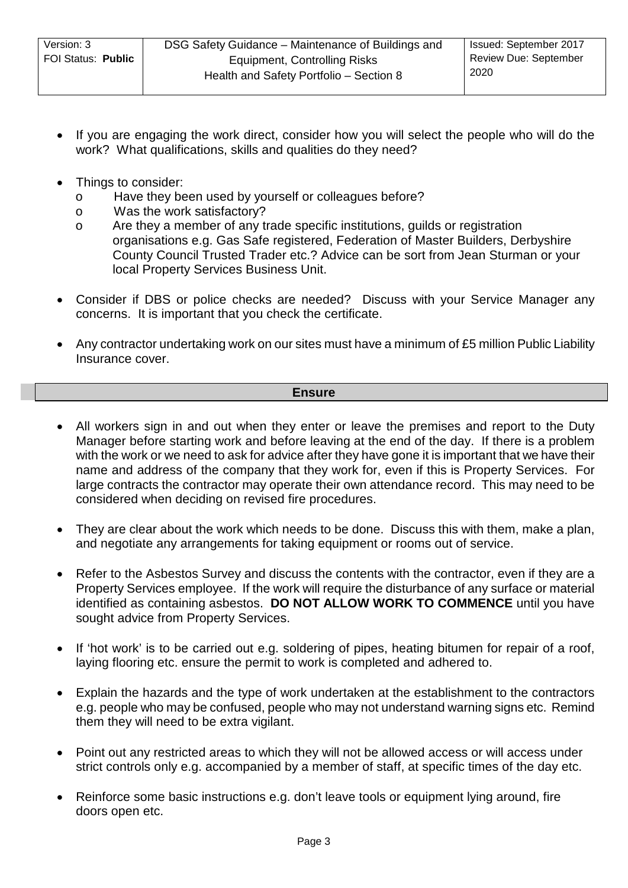- If you are engaging the work direct, consider how you will select the people who will do the work? What qualifications, skills and qualities do they need?

- Things to consider:
  - Have they been used by yourself or colleagues before?
  - Was the work satisfactory?
  - Are they a member of any trade specific institutions, guilds or registration organisations e.g. Gas Safe registered, Federation of Master Builders, Derbyshire County Council Trusted Trader etc.? Advice can be sort from Jean Sturman or your local Property Services Business Unit.

- Consider if DBS or police checks are needed? Discuss with your Service Manager any concerns. It is important that you check the certificate.

- Any contractor undertaking work on our sites must have a minimum of £5 million Public Liability Insurance cover.

## Ensure

- All workers sign in and out when they enter or leave the premises and report to the Duty Manager before starting work and before leaving at the end of the day. If there is a problem with the work or we need to ask for advice after they have gone it is important that we have their name and address of the company that they work for, even if this is Property Services. For large contracts the contractor may operate their own attendance record. This may need to be considered when deciding on revised fire procedures.

- They are clear about the work which needs to be done. Discuss this with them, make a plan, and negotiate any arrangements for taking equipment or rooms out of service.

- Refer to the Asbestos Survey and discuss the contents with the contractor, even if they are a Property Services employee. If the work will require the disturbance of any surface or material identified as containing asbestos. **DO NOT ALLOW WORK TO COMMENCE** until you have sought advice from Property Services.

- If 'hot work' is to be carried out e.g. soldering of pipes, heating bitumen for repair of a roof, laying flooring etc. ensure the permit to work is completed and adhered to.

- Explain the hazards and the type of work undertaken at the establishment to the contractors e.g. people who may be confused, people who may not understand warning signs etc. Remind them they will need to be extra vigilant.

- Point out any restricted areas to which they will not be allowed access or will access under strict controls only e.g. accompanied by a member of staff, at specific times of the day etc.

- Reinforce some basic instructions e.g. don't leave tools or equipment lying around, fire doors open etc.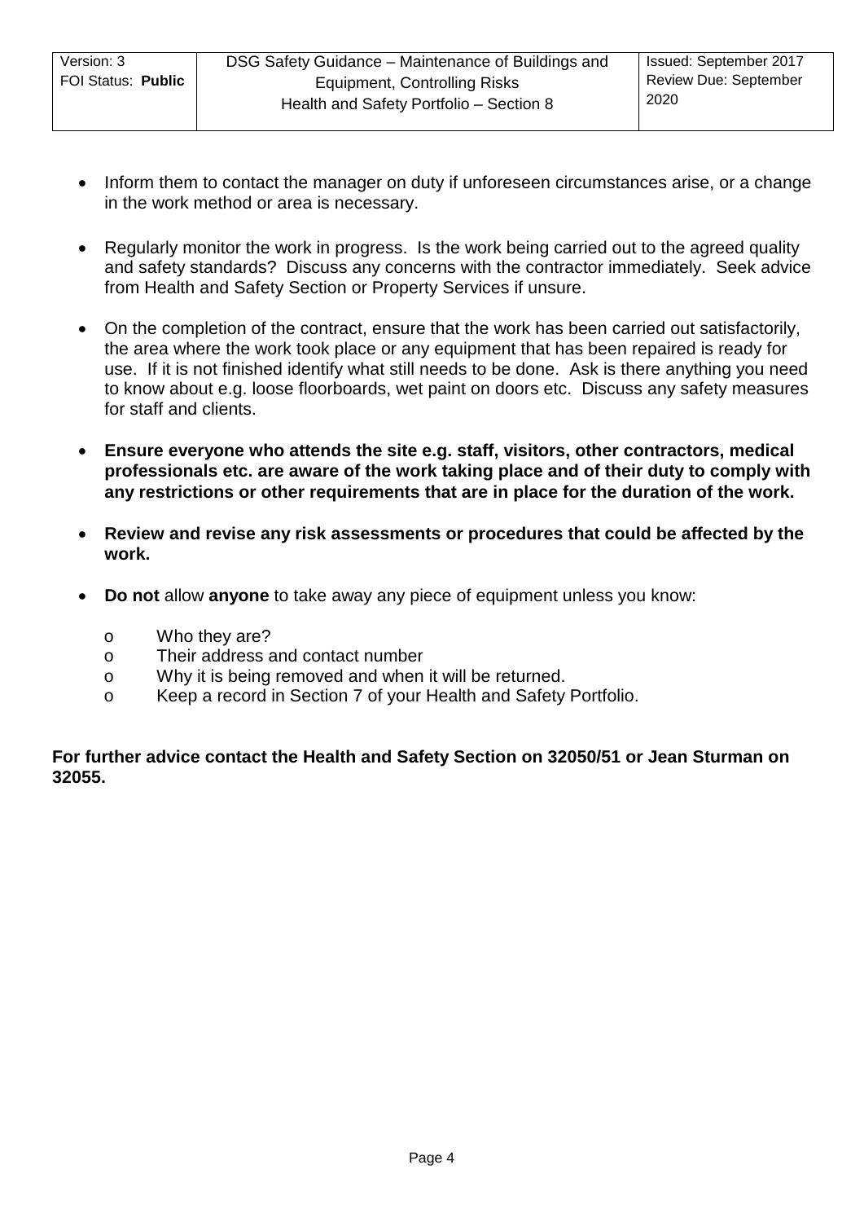- Inform them to contact the manager on duty if unforeseen circumstances arise, or a change in the work method or area is necessary.

- Regularly monitor the work in progress. Is the work being carried out to the agreed quality and safety standards? Discuss any concerns with the contractor immediately. Seek advice from Health and Safety Section or Property Services if unsure.

- On the completion of the contract, ensure that the work has been carried out satisfactorily, the area where the work took place or any equipment that has been repaired is ready for use. If it is not finished identify what still needs to be done. Ask is there anything you need to know about e.g. loose floorboards, wet paint on doors etc. Discuss any safety measures for staff and clients.

- **Ensure everyone who attends the site e.g. staff, visitors, other contractors, medical professionals etc. are aware of the work taking place and of their duty to comply with any restrictions or other requirements that are in place for the duration of the work.**

- **Review and revise any risk assessments or procedures that could be affected by the work.**

- **Do not** allow **anyone** to take away any piece of equipment unless you know:

    - Who they are?
    - Their address and contact number
    - Why it is being removed and when it will be returned.
    - Keep a record in Section 7 of your Health and Safety Portfolio.

**For further advice contact the Health and Safety Section on 32050/51 or Jean Sturman on 32055.**